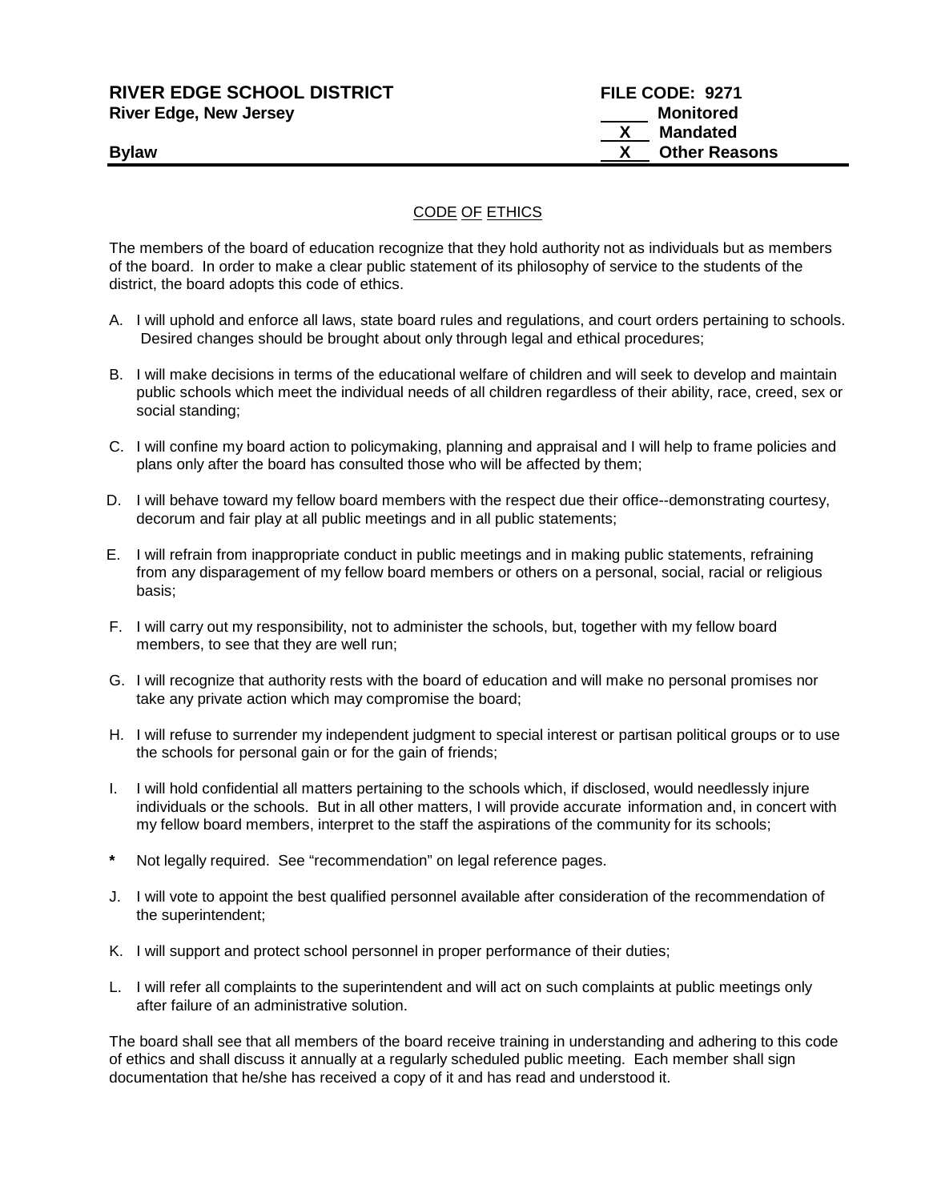**RIVER EDGE SCHOOL DISTRICT** **FILE CODE: 9271**
**River Edge, New Jersey**

_____ Monitored
__X__ Mandated
__X__ Other Reasons

**Bylaw**

## CODE OF ETHICS

The members of the board of education recognize that they hold authority not as individuals but as members of the board. In order to make a clear public statement of its philosophy of service to the students of the district, the board adopts this code of ethics.

A. I will uphold and enforce all laws, state board rules and regulations, and court orders pertaining to schools. Desired changes should be brought about only through legal and ethical procedures;

B. I will make decisions in terms of the educational welfare of children and will seek to develop and maintain public schools which meet the individual needs of all children regardless of their ability, race, creed, sex or social standing;

C. I will confine my board action to policymaking, planning and appraisal and I will help to frame policies and plans only after the board has consulted those who will be affected by them;

D. I will behave toward my fellow board members with the respect due their office--demonstrating courtesy, decorum and fair play at all public meetings and in all public statements;

E. I will refrain from inappropriate conduct in public meetings and in making public statements, refraining from any disparagement of my fellow board members or others on a personal, social, racial or religious basis;

F. I will carry out my responsibility, not to administer the schools, but, together with my fellow board members, to see that they are well run;

G. I will recognize that authority rests with the board of education and will make no personal promises nor take any private action which may compromise the board;

H. I will refuse to surrender my independent judgment to special interest or partisan political groups or to use the schools for personal gain or for the gain of friends;

I. I will hold confidential all matters pertaining to the schools which, if disclosed, would needlessly injure individuals or the schools. But in all other matters, I will provide accurate information and, in concert with my fellow board members, interpret to the staff the aspirations of the community for its schools;

**\*** Not legally required. See "recommendation" on legal reference pages.

J. I will vote to appoint the best qualified personnel available after consideration of the recommendation of the superintendent;

K. I will support and protect school personnel in proper performance of their duties;

L. I will refer all complaints to the superintendent and will act on such complaints at public meetings only after failure of an administrative solution.

The board shall see that all members of the board receive training in understanding and adhering to this code of ethics and shall discuss it annually at a regularly scheduled public meeting. Each member shall sign documentation that he/she has received a copy of it and has read and understood it.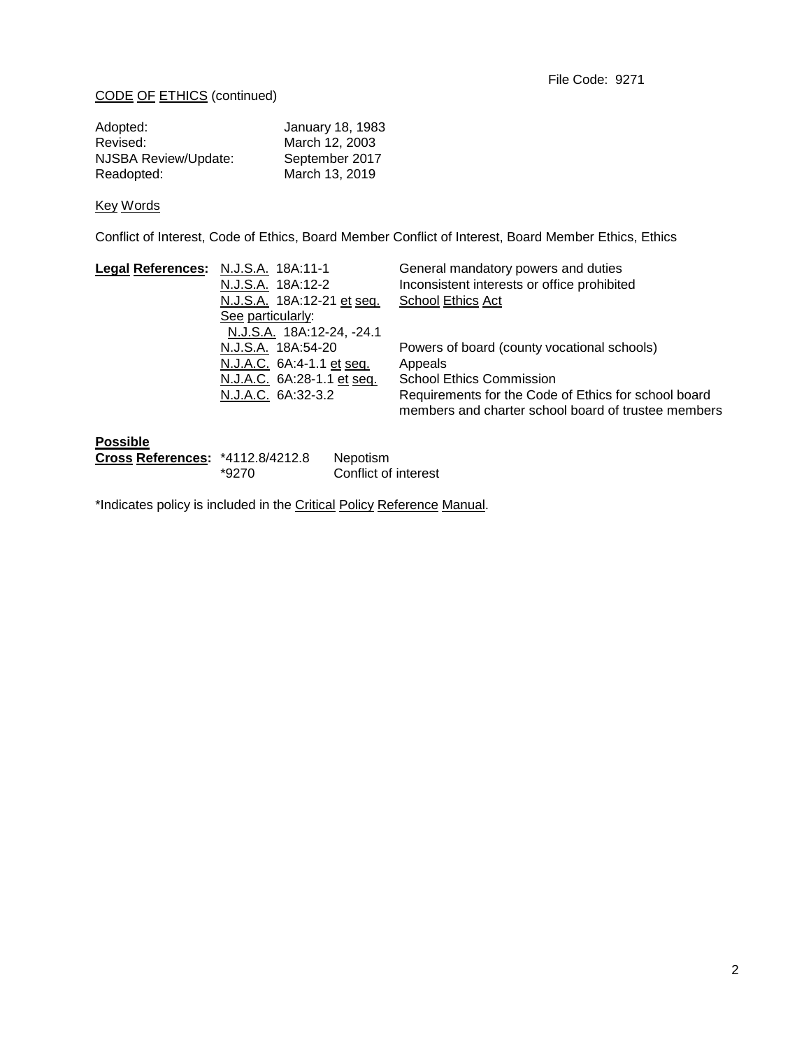File Code: 9271

CODE OF ETHICS (continued)

| | |
|---|---|
| Adopted: | January 18, 1983 |
| Revised: | March 12, 2003 |
| NJSBA Review/Update: | September 2017 |
| Readopted: | March 13, 2019 |

Key Words

Conflict of Interest, Code of Ethics, Board Member Conflict of Interest, Board Member Ethics, Ethics

| | | |
|---|---|---|
| **Legal References:** | N.J.S.A. 18A:11-1 | General mandatory powers and duties |
| | N.J.S.A. 18A:12-2 | Inconsistent interests or office prohibited |
| | N.J.S.A. 18A:12-21 et seq. | School Ethics Act |
| | See particularly: N.J.S.A. 18A:12-24, -24.1 | |
| | N.J.S.A. 18A:54-20 | Powers of board (county vocational schools) |
| | N.J.A.C. 6A:4-1.1 et seq. | Appeals |
| | N.J.A.C. 6A:28-1.1 et seq. | School Ethics Commission |
| | N.J.A.C. 6A:32-3.2 | Requirements for the Code of Ethics for school board members and charter school board of trustee members |

| | | |
|---|---|---|
| **Possible Cross References:** | *4112.8/4212.8 | Nepotism |
| | *9270 | Conflict of interest |

*Indicates policy is included in the Critical Policy Reference Manual.